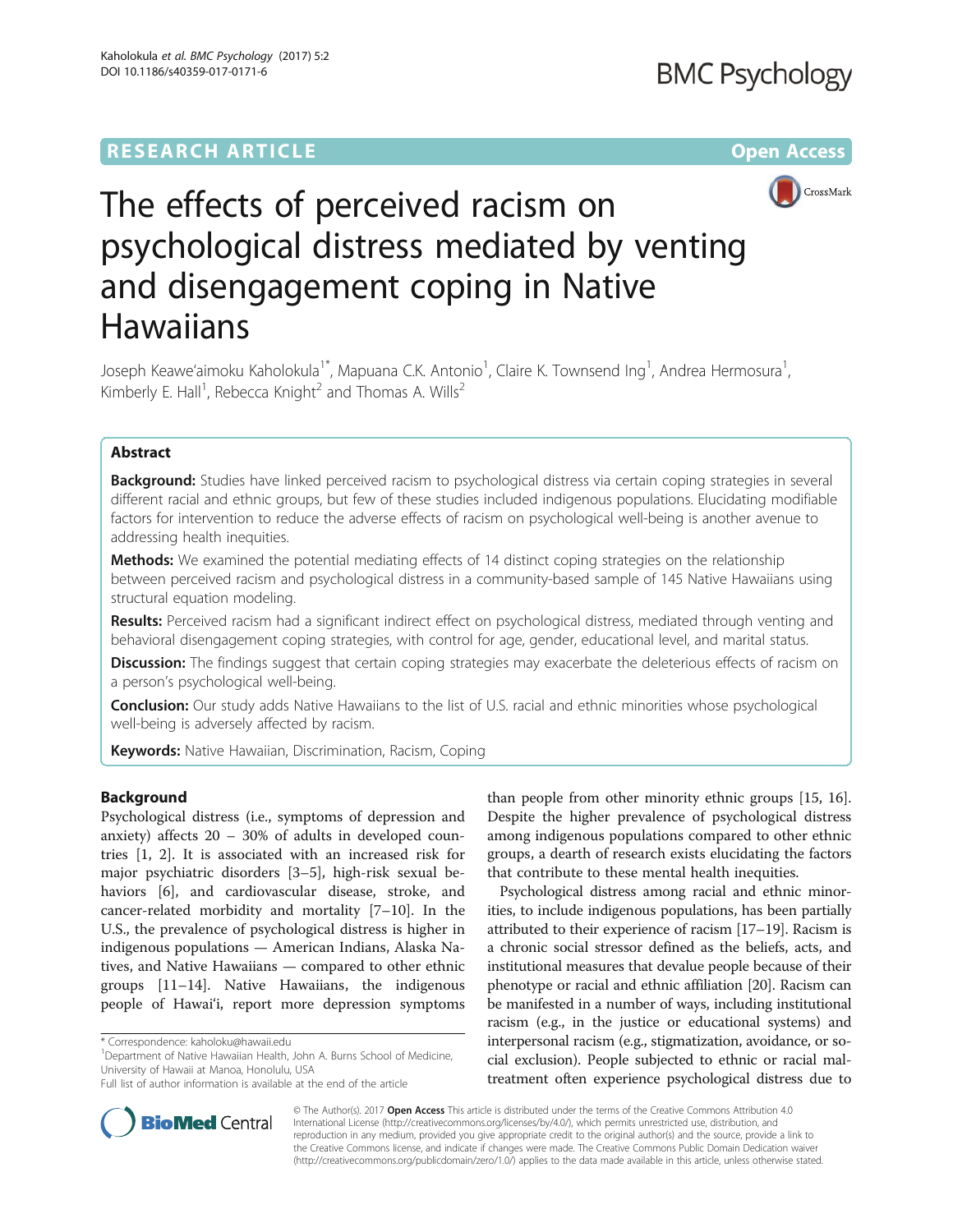RESEARCH ARTICLE

Open Access

# The effects of perceived racism on psychological distress mediated by venting and disengagement coping in Native Hawaiians

Joseph Keawe'aimoku Kaholokula[1*], Mapuana C.K. Antonio[1], Claire K. Townsend Ing[1], Andrea Hermosura[1], Kimberly E. Hall[1], Rebecca Knight[2] and Thomas A. Wills[2]

## Abstract

**Background:** Studies have linked perceived racism to psychological distress via certain coping strategies in several different racial and ethnic groups, but few of these studies included indigenous populations. Elucidating modifiable factors for intervention to reduce the adverse effects of racism on psychological well-being is another avenue to addressing health inequities.

**Methods:** We examined the potential mediating effects of 14 distinct coping strategies on the relationship between perceived racism and psychological distress in a community-based sample of 145 Native Hawaiians using structural equation modeling.

**Results:** Perceived racism had a significant indirect effect on psychological distress, mediated through venting and behavioral disengagement coping strategies, with control for age, gender, educational level, and marital status.

**Discussion:** The findings suggest that certain coping strategies may exacerbate the deleterious effects of racism on a person's psychological well-being.

**Conclusion:** Our study adds Native Hawaiians to the list of U.S. racial and ethnic minorities whose psychological well-being is adversely affected by racism.

**Keywords:** Native Hawaiian, Discrimination, Racism, Coping

## Background

Psychological distress (i.e., symptoms of depression and anxiety) affects 20 – 30% of adults in developed countries [1, 2]. It is associated with an increased risk for major psychiatric disorders [3–5], high-risk sexual behaviors [6], and cardiovascular disease, stroke, and cancer-related morbidity and mortality [7–10]. In the U.S., the prevalence of psychological distress is higher in indigenous populations — American Indians, Alaska Natives, and Native Hawaiians — compared to other ethnic groups [11–14]. Native Hawaiians, the indigenous people of Hawai'i, report more depression symptoms than people from other minority ethnic groups [15, 16]. Despite the higher prevalence of psychological distress among indigenous populations compared to other ethnic groups, a dearth of research exists elucidating the factors that contribute to these mental health inequities.

Psychological distress among racial and ethnic minorities, to include indigenous populations, has been partially attributed to their experience of racism [17–19]. Racism is a chronic social stressor defined as the beliefs, acts, and institutional measures that devalue people because of their phenotype or racial and ethnic affiliation [20]. Racism can be manifested in a number of ways, including institutional racism (e.g., in the justice or educational systems) and interpersonal racism (e.g., stigmatization, avoidance, or social exclusion). People subjected to ethnic or racial maltreatment often experience psychological distress due to

* Correspondence: kaholoku@hawaii.edu
[1]Department of Native Hawaiian Health, John A. Burns School of Medicine, University of Hawaii at Manoa, Honolulu, USA
Full list of author information is available at the end of the article

© The Author(s). 2017 **Open Access** This article is distributed under the terms of the Creative Commons Attribution 4.0 International License (http://creativecommons.org/licenses/by/4.0/), which permits unrestricted use, distribution, and reproduction in any medium, provided you give appropriate credit to the original author(s) and the source, provide a link to the Creative Commons license, and indicate if changes were made. The Creative Commons Public Domain Dedication waiver (http://creativecommons.org/publicdomain/zero/1.0/) applies to the data made available in this article, unless otherwise stated.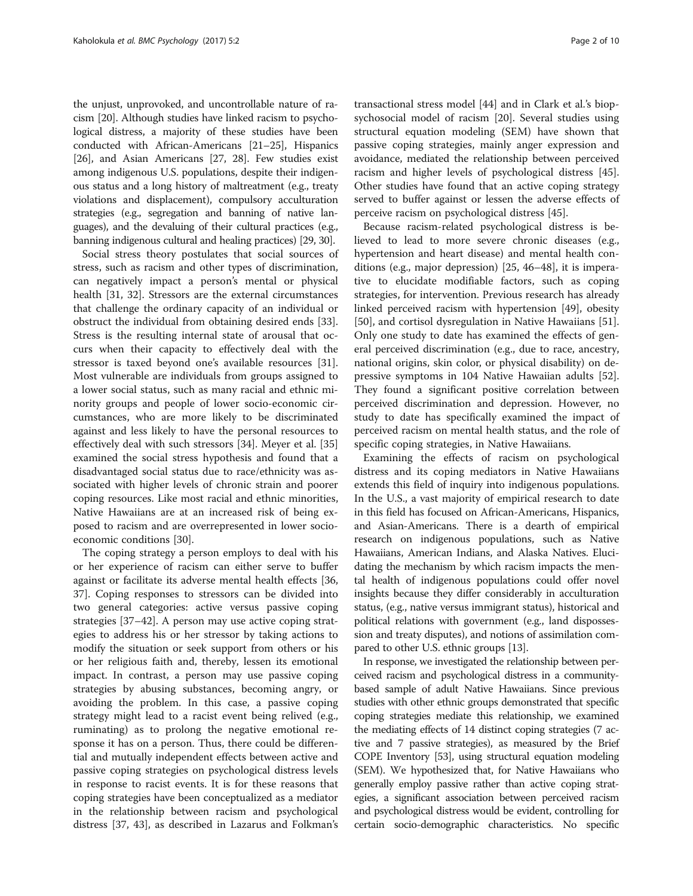the unjust, unprovoked, and uncontrollable nature of racism [20]. Although studies have linked racism to psychological distress, a majority of these studies have been conducted with African-Americans [21–25], Hispanics [26], and Asian Americans [27, 28]. Few studies exist among indigenous U.S. populations, despite their indigenous status and a long history of maltreatment (e.g., treaty violations and displacement), compulsory acculturation strategies (e.g., segregation and banning of native languages), and the devaluing of their cultural practices (e.g., banning indigenous cultural and healing practices) [29, 30].

Social stress theory postulates that social sources of stress, such as racism and other types of discrimination, can negatively impact a person's mental or physical health [31, 32]. Stressors are the external circumstances that challenge the ordinary capacity of an individual or obstruct the individual from obtaining desired ends [33]. Stress is the resulting internal state of arousal that occurs when their capacity to effectively deal with the stressor is taxed beyond one's available resources [31]. Most vulnerable are individuals from groups assigned to a lower social status, such as many racial and ethnic minority groups and people of lower socio-economic circumstances, who are more likely to be discriminated against and less likely to have the personal resources to effectively deal with such stressors [34]. Meyer et al. [35] examined the social stress hypothesis and found that a disadvantaged social status due to race/ethnicity was associated with higher levels of chronic strain and poorer coping resources. Like most racial and ethnic minorities, Native Hawaiians are at an increased risk of being exposed to racism and are overrepresented in lower socio-economic conditions [30].

The coping strategy a person employs to deal with his or her experience of racism can either serve to buffer against or facilitate its adverse mental health effects [36, 37]. Coping responses to stressors can be divided into two general categories: active versus passive coping strategies [37–42]. A person may use active coping strategies to address his or her stressor by taking actions to modify the situation or seek support from others or his or her religious faith and, thereby, lessen its emotional impact. In contrast, a person may use passive coping strategies by abusing substances, becoming angry, or avoiding the problem. In this case, a passive coping strategy might lead to a racist event being relived (e.g., ruminating) as to prolong the negative emotional response it has on a person. Thus, there could be differential and mutually independent effects between active and passive coping strategies on psychological distress levels in response to racist events. It is for these reasons that coping strategies have been conceptualized as a mediator in the relationship between racism and psychological distress [37, 43], as described in Lazarus and Folkman's transactional stress model [44] and in Clark et al.'s biopsychosocial model of racism [20]. Several studies using structural equation modeling (SEM) have shown that passive coping strategies, mainly anger expression and avoidance, mediated the relationship between perceived racism and higher levels of psychological distress [45]. Other studies have found that an active coping strategy served to buffer against or lessen the adverse effects of perceive racism on psychological distress [45].

Because racism-related psychological distress is believed to lead to more severe chronic diseases (e.g., hypertension and heart disease) and mental health conditions (e.g., major depression) [25, 46–48], it is imperative to elucidate modifiable factors, such as coping strategies, for intervention. Previous research has already linked perceived racism with hypertension [49], obesity [50], and cortisol dysregulation in Native Hawaiians [51]. Only one study to date has examined the effects of general perceived discrimination (e.g., due to race, ancestry, national origins, skin color, or physical disability) on depressive symptoms in 104 Native Hawaiian adults [52]. They found a significant positive correlation between perceived discrimination and depression. However, no study to date has specifically examined the impact of perceived racism on mental health status, and the role of specific coping strategies, in Native Hawaiians.

Examining the effects of racism on psychological distress and its coping mediators in Native Hawaiians extends this field of inquiry into indigenous populations. In the U.S., a vast majority of empirical research to date in this field has focused on African-Americans, Hispanics, and Asian-Americans. There is a dearth of empirical research on indigenous populations, such as Native Hawaiians, American Indians, and Alaska Natives. Elucidating the mechanism by which racism impacts the mental health of indigenous populations could offer novel insights because they differ considerably in acculturation status, (e.g., native versus immigrant status), historical and political relations with government (e.g., land dispossession and treaty disputes), and notions of assimilation compared to other U.S. ethnic groups [13].

In response, we investigated the relationship between perceived racism and psychological distress in a community-based sample of adult Native Hawaiians. Since previous studies with other ethnic groups demonstrated that specific coping strategies mediate this relationship, we examined the mediating effects of 14 distinct coping strategies (7 active and 7 passive strategies), as measured by the Brief COPE Inventory [53], using structural equation modeling (SEM). We hypothesized that, for Native Hawaiians who generally employ passive rather than active coping strategies, a significant association between perceived racism and psychological distress would be evident, controlling for certain socio-demographic characteristics. No specific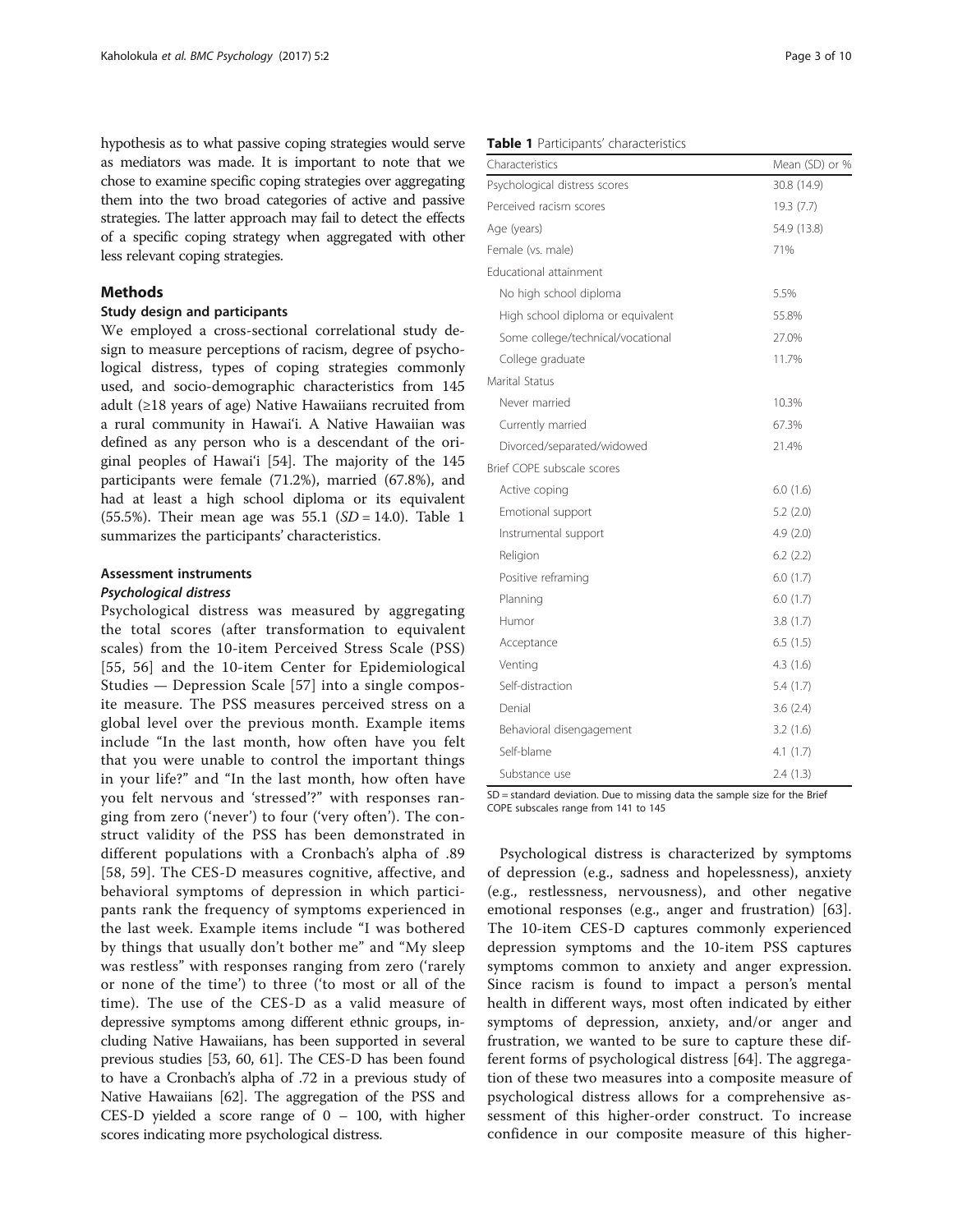hypothesis as to what passive coping strategies would serve as mediators was made. It is important to note that we chose to examine specific coping strategies over aggregating them into the two broad categories of active and passive strategies. The latter approach may fail to detect the effects of a specific coping strategy when aggregated with other less relevant coping strategies.

## Methods

### Study design and participants

We employed a cross-sectional correlational study design to measure perceptions of racism, degree of psychological distress, types of coping strategies commonly used, and socio-demographic characteristics from 145 adult (≥18 years of age) Native Hawaiians recruited from a rural community in Hawai'i. A Native Hawaiian was defined as any person who is a descendant of the original peoples of Hawai'i [54]. The majority of the 145 participants were female (71.2%), married (67.8%), and had at least a high school diploma or its equivalent (55.5%). Their mean age was 55.1 ($SD$ = 14.0). Table 1 summarizes the participants' characteristics.

**Table 1** Participants' characteristics

| Characteristics | Mean (SD) or % |
|---|---|
| Psychological distress scores | 30.8 (14.9) |
| Perceived racism scores | 19.3 (7.7) |
| Age (years) | 54.9 (13.8) |
| Female (vs. male) | 71% |
| Educational attainment | |
| No high school diploma | 5.5% |
| High school diploma or equivalent | 55.8% |
| Some college/technical/vocational | 27.0% |
| College graduate | 11.7% |
| Marital Status | |
| Never married | 10.3% |
| Currently married | 67.3% |
| Divorced/separated/widowed | 21.4% |
| Brief COPE subscale scores | |
| Active coping | 6.0 (1.6) |
| Emotional support | 5.2 (2.0) |
| Instrumental support | 4.9 (2.0) |
| Religion | 6.2 (2.2) |
| Positive reframing | 6.0 (1.7) |
| Planning | 6.0 (1.7) |
| Humor | 3.8 (1.7) |
| Acceptance | 6.5 (1.5) |
| Venting | 4.3 (1.6) |
| Self-distraction | 5.4 (1.7) |
| Denial | 3.6 (2.4) |
| Behavioral disengagement | 3.2 (1.6) |
| Self-blame | 4.1 (1.7) |
| Substance use | 2.4 (1.3) |

SD = standard deviation. Due to missing data the sample size for the Brief COPE subscales range from 141 to 145

### Assessment instruments

#### *Psychological distress*

Psychological distress was measured by aggregating the total scores (after transformation to equivalent scales) from the 10-item Perceived Stress Scale (PSS) [55, 56] and the 10-item Center for Epidemiological Studies — Depression Scale [57] into a single composite measure. The PSS measures perceived stress on a global level over the previous month. Example items include "In the last month, how often have you felt that you were unable to control the important things in your life?" and "In the last month, how often have you felt nervous and 'stressed'?" with responses ranging from zero ('never') to four ('very often'). The construct validity of the PSS has been demonstrated in different populations with a Cronbach's alpha of .89 [58, 59]. The CES-D measures cognitive, affective, and behavioral symptoms of depression in which participants rank the frequency of symptoms experienced in the last week. Example items include "I was bothered by things that usually don't bother me" and "My sleep was restless" with responses ranging from zero ('rarely or none of the time') to three ('to most or all of the time). The use of the CES-D as a valid measure of depressive symptoms among different ethnic groups, including Native Hawaiians, has been supported in several previous studies [53, 60, 61]. The CES-D has been found to have a Cronbach's alpha of .72 in a previous study of Native Hawaiians [62]. The aggregation of the PSS and CES-D yielded a score range of 0 – 100, with higher scores indicating more psychological distress.

Psychological distress is characterized by symptoms of depression (e.g., sadness and hopelessness), anxiety (e.g., restlessness, nervousness), and other negative emotional responses (e.g., anger and frustration) [63]. The 10-item CES-D captures commonly experienced depression symptoms and the 10-item PSS captures symptoms common to anxiety and anger expression. Since racism is found to impact a person's mental health in different ways, most often indicated by either symptoms of depression, anxiety, and/or anger and frustration, we wanted to be sure to capture these different forms of psychological distress [64]. The aggregation of these two measures into a composite measure of psychological distress allows for a comprehensive assessment of this higher-order construct. To increase confidence in our composite measure of this higher-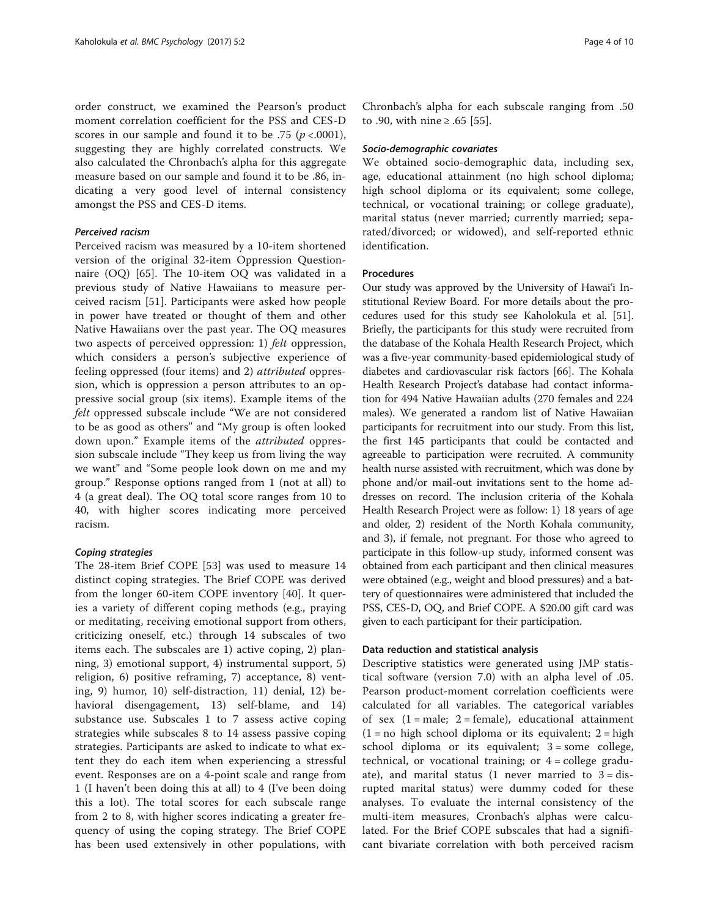order construct, we examined the Pearson's product moment correlation coefficient for the PSS and CES-D scores in our sample and found it to be .75 ($p$ <.0001), suggesting they are highly correlated constructs. We also calculated the Chronbach's alpha for this aggregate measure based on our sample and found it to be .86, indicating a very good level of internal consistency amongst the PSS and CES-D items.

#### *Perceived racism*

Perceived racism was measured by a 10-item shortened version of the original 32-item Oppression Questionnaire (OQ) [65]. The 10-item OQ was validated in a previous study of Native Hawaiians to measure perceived racism [51]. Participants were asked how people in power have treated or thought of them and other Native Hawaiians over the past year. The OQ measures two aspects of perceived oppression: 1) *felt* oppression, which considers a person's subjective experience of feeling oppressed (four items) and 2) *attributed* oppression, which is oppression a person attributes to an oppressive social group (six items). Example items of the *felt* oppressed subscale include "We are not considered to be as good as others" and "My group is often looked down upon." Example items of the *attributed* oppression subscale include "They keep us from living the way we want" and "Some people look down on me and my group." Response options ranged from 1 (not at all) to 4 (a great deal). The OQ total score ranges from 10 to 40, with higher scores indicating more perceived racism.

#### *Coping strategies*

The 28-item Brief COPE [53] was used to measure 14 distinct coping strategies. The Brief COPE was derived from the longer 60-item COPE inventory [40]. It queries a variety of different coping methods (e.g., praying or meditating, receiving emotional support from others, criticizing oneself, etc.) through 14 subscales of two items each. The subscales are 1) active coping, 2) planning, 3) emotional support, 4) instrumental support, 5) religion, 6) positive reframing, 7) acceptance, 8) venting, 9) humor, 10) self-distraction, 11) denial, 12) behavioral disengagement, 13) self-blame, and 14) substance use. Subscales 1 to 7 assess active coping strategies while subscales 8 to 14 assess passive coping strategies. Participants are asked to indicate to what extent they do each item when experiencing a stressful event. Responses are on a 4-point scale and range from 1 (I haven't been doing this at all) to 4 (I've been doing this a lot). The total scores for each subscale range from 2 to 8, with higher scores indicating a greater frequency of using the coping strategy. The Brief COPE has been used extensively in other populations, with Chronbach's alpha for each subscale ranging from .50 to .90, with nine ≥ .65 [55].

#### *Socio-demographic covariates*

We obtained socio-demographic data, including sex, age, educational attainment (no high school diploma; high school diploma or its equivalent; some college, technical, or vocational training; or college graduate), marital status (never married; currently married; separated/divorced; or widowed), and self-reported ethnic identification.

### Procedures

Our study was approved by the University of Hawai'i Institutional Review Board. For more details about the procedures used for this study see Kaholokula et al. [51]. Briefly, the participants for this study were recruited from the database of the Kohala Health Research Project, which was a five-year community-based epidemiological study of diabetes and cardiovascular risk factors [66]. The Kohala Health Research Project's database had contact information for 494 Native Hawaiian adults (270 females and 224 males). We generated a random list of Native Hawaiian participants for recruitment into our study. From this list, the first 145 participants that could be contacted and agreeable to participation were recruited. A community health nurse assisted with recruitment, which was done by phone and/or mail-out invitations sent to the home addresses on record. The inclusion criteria of the Kohala Health Research Project were as follow: 1) 18 years of age and older, 2) resident of the North Kohala community, and 3), if female, not pregnant. For those who agreed to participate in this follow-up study, informed consent was obtained from each participant and then clinical measures were obtained (e.g., weight and blood pressures) and a battery of questionnaires were administered that included the PSS, CES-D, OQ, and Brief COPE. A $20.00 gift card was given to each participant for their participation.

### Data reduction and statistical analysis

Descriptive statistics were generated using JMP statistical software (version 7.0) with an alpha level of .05. Pearson product-moment correlation coefficients were calculated for all variables. The categorical variables of sex (1 = male; 2 = female), educational attainment (1 = no high school diploma or its equivalent; 2 = high school diploma or its equivalent; 3 = some college, technical, or vocational training; or 4 = college graduate), and marital status (1 never married to 3 = disrupted marital status) were dummy coded for these analyses. To evaluate the internal consistency of the multi-item measures, Cronbach's alphas were calculated. For the Brief COPE subscales that had a significant bivariate correlation with both perceived racism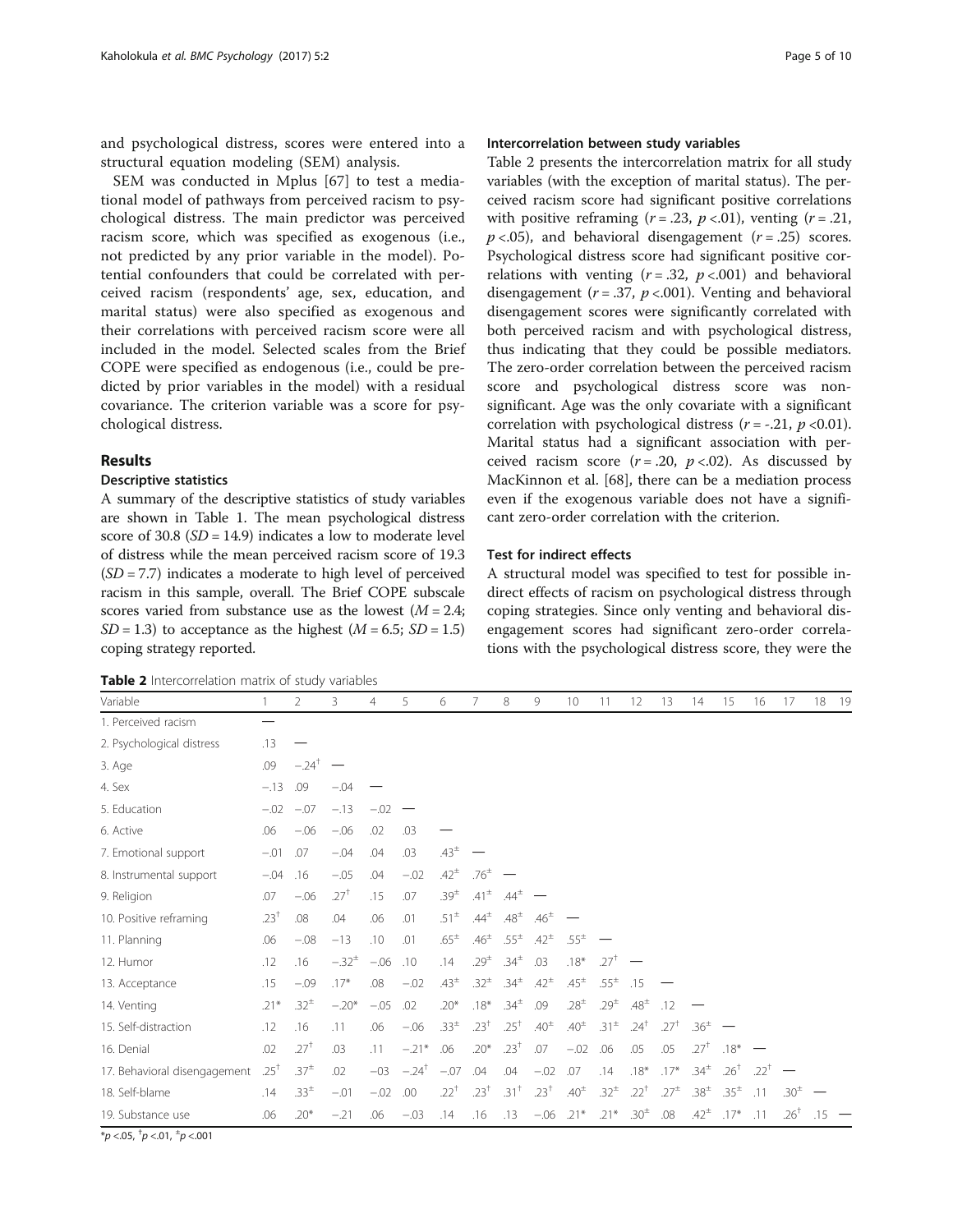and psychological distress, scores were entered into a structural equation modeling (SEM) analysis.

SEM was conducted in Mplus [67] to test a mediational model of pathways from perceived racism to psychological distress. The main predictor was perceived racism score, which was specified as exogenous (i.e., not predicted by any prior variable in the model). Potential confounders that could be correlated with perceived racism (respondents' age, sex, education, and marital status) were also specified as exogenous and their correlations with perceived racism score were all included in the model. Selected scales from the Brief COPE were specified as endogenous (i.e., could be predicted by prior variables in the model) with a residual covariance. The criterion variable was a score for psychological distress.

## Results

### Descriptive statistics

A summary of the descriptive statistics of study variables are shown in Table 1. The mean psychological distress score of 30.8 ($SD$ = 14.9) indicates a low to moderate level of distress while the mean perceived racism score of 19.3 ($SD$ = 7.7) indicates a moderate to high level of perceived racism in this sample, overall. The Brief COPE subscale scores varied from substance use as the lowest ($M$ = 2.4; $SD$ = 1.3) to acceptance as the highest ($M$ = 6.5; $SD$ = 1.5) coping strategy reported.

### Intercorrelation between study variables

Table 2 presents the intercorrelation matrix for all study variables (with the exception of marital status). The perceived racism score had significant positive correlations with positive reframing ($r$ = .23, $p$ <.01), venting ($r$ = .21, $p$ <.05), and behavioral disengagement ($r$ = .25) scores. Psychological distress score had significant positive correlations with venting ($r$ = .32, $p$ <.001) and behavioral disengagement ($r$ = .37, $p$ <.001). Venting and behavioral disengagement scores were significantly correlated with both perceived racism and with psychological distress, thus indicating that they could be possible mediators. The zero-order correlation between the perceived racism score and psychological distress score was non-significant. Age was the only covariate with a significant correlation with psychological distress ($r$ = -.21, $p$ <0.01). Marital status had a significant association with perceived racism score ($r$ = .20, $p$ <.02). As discussed by MacKinnon et al. [68], there can be a mediation process even if the exogenous variable does not have a significant zero-order correlation with the criterion.

### Test for indirect effects

A structural model was specified to test for possible indirect effects of racism on psychological distress through coping strategies. Since only venting and behavioral disengagement scores had significant zero-order correlations with the psychological distress score, they were the

**Table 2** Intercorrelation matrix of study variables

| Variable | 1 | 2 | 3 | 4 | 5 | 6 | 7 | 8 | 9 | 10 | 11 | 12 | 13 | 14 | 15 | 16 | 17 | 18 | 19 |
|---|---|---|---|---|---|---|---|---|---|---|---|---|---|---|---|---|---|---|---|
| 1. Perceived racism | — | | | | | | | | | | | | | | | | | | |
| 2. Psychological distress | .13 | — | | | | | | | | | | | | | | | | | |
| 3. Age | .09 | −.24† | — | | | | | | | | | | | | | | | | |
| 4. Sex | −.13 | .09 | −.04 | — | | | | | | | | | | | | | | | |
| 5. Education | −.02 | −.07 | −.13 | −.02 | — | | | | | | | | | | | | | | |
| 6. Active | .06 | −.06 | −.06 | .02 | .03 | — | | | | | | | | | | | | | |
| 7. Emotional support | −.01 | .07 | −.04 | .04 | .03 | .43± | — | | | | | | | | | | | | |
| 8. Instrumental support | −.04 | .16 | −.05 | .04 | −.02 | .42± | .76± | — | | | | | | | | | | | |
| 9. Religion | .07 | −.06 | .27† | .15 | .07 | .39± | .41± | .44± | — | | | | | | | | | | |
| 10. Positive reframing | .23† | .08 | .04 | .06 | .01 | .51± | .44± | .48± | .46± | — | | | | | | | | | |
| 11. Planning | .06 | −.08 | −13 | .10 | .01 | .65± | .46± | .55± | .42± | .55± | — | | | | | | | | |
| 12. Humor | .12 | .16 | −.32± | −.06 | .10 | .14 | .29± | .34± | .03 | .18* | .27† | — | | | | | | | |
| 13. Acceptance | .15 | −.09 | .17* | .08 | −.02 | .43± | .32± | .34± | .42± | .45± | .55± | .15 | — | | | | | | |
| 14. Venting | .21* | .32± | −.20* | −.05 | .02 | .20* | .18* | .34± | .09 | .28± | .29± | .48± | .12 | — | | | | | |
| 15. Self-distraction | .12 | .16 | .11 | .06 | −.06 | .33± | .23† | .25† | .40± | .40± | .31± | .24† | .27† | .36± | — | | | | |
| 16. Denial | .02 | .27† | .03 | .11 | −.21* | .06 | .20* | .23† | .07 | −.02 | .06 | .05 | .05 | .27† | .18* | — | | | |
| 17. Behavioral disengagement | .25† | .37± | .02 | −03 | −.24† | −.07 | .04 | .04 | −.02 | .07 | .14 | .18* | .17* | .34± | .26† | .22† | — | | |
| 18. Self-blame | .14 | .33± | −.01 | −.02 | .00 | .22† | .23† | .31† | .23† | .40± | .32± | .22† | .27± | .38± | .35± | .11 | .30± | — | |
| 19. Substance use | .06 | .20* | −.21 | .06 | −.03 | .14 | .16 | .13 | −.06 | .21* | .21* | .30± | .08 | .42± | .17* | .11 | .26† | .15 | — |

*$p$ <.05, †$p$ <.01, ±$p$ <.001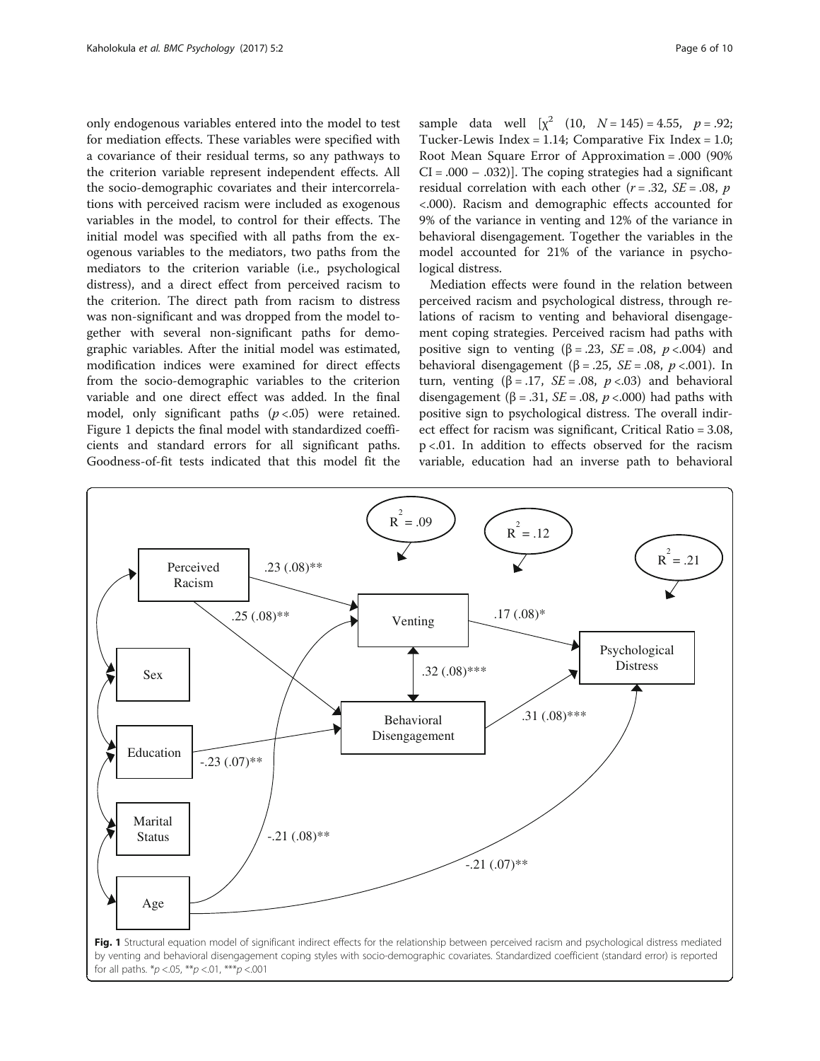only endogenous variables entered into the model to test for mediation effects. These variables were specified with a covariance of their residual terms, so any pathways to the criterion variable represent independent effects. All the socio-demographic covariates and their intercorrelations with perceived racism were included as exogenous variables in the model, to control for their effects. The initial model was specified with all paths from the exogenous variables to the mediators, two paths from the mediators to the criterion variable (i.e., psychological distress), and a direct effect from perceived racism to the criterion. The direct path from racism to distress was non-significant and was dropped from the model together with several non-significant paths for demographic variables. After the initial model was estimated, modification indices were examined for direct effects from the socio-demographic variables to the criterion variable and one direct effect was added. In the final model, only significant paths ($p$ <.05) were retained. Figure 1 depicts the final model with standardized coefficients and standard errors for all significant paths. Goodness-of-fit tests indicated that this model fit the sample data well [$\chi^2$ (10, $N$ = 145) = 4.55, $p$ = .92; Tucker-Lewis Index = 1.14; Comparative Fix Index = 1.0; Root Mean Square Error of Approximation = .000 (90% CI = .000 – .032)]. The coping strategies had a significant residual correlation with each other ($r$ = .32, $SE$ = .08, $p$ <.000). Racism and demographic effects accounted for 9% of the variance in venting and 12% of the variance in behavioral disengagement. Together the variables in the model accounted for 21% of the variance in psychological distress.

Mediation effects were found in the relation between perceived racism and psychological distress, through relations of racism to venting and behavioral disengagement coping strategies. Perceived racism had paths with positive sign to venting (β = .23, $SE$ = .08, $p$ <.004) and behavioral disengagement (β = .25, $SE$ = .08, $p$ <.001). In turn, venting (β = .17, $SE$ = .08, $p$ <.03) and behavioral disengagement (β = .31, $SE$ = .08, $p$ <.000) had paths with positive sign to psychological distress. The overall indirect effect for racism was significant, Critical Ratio = 3.08, p <.01. In addition to effects observed for the racism variable, education had an inverse path to behavioral

**Fig. 1** Structural equation model of significant indirect effects for the relationship between perceived racism and psychological distress mediated by venting and behavioral disengagement coping styles with socio-demographic covariates. Standardized coefficient (standard error) is reported for all paths. *$p$ <.05, **$p$ <.01, ***$p$ <.001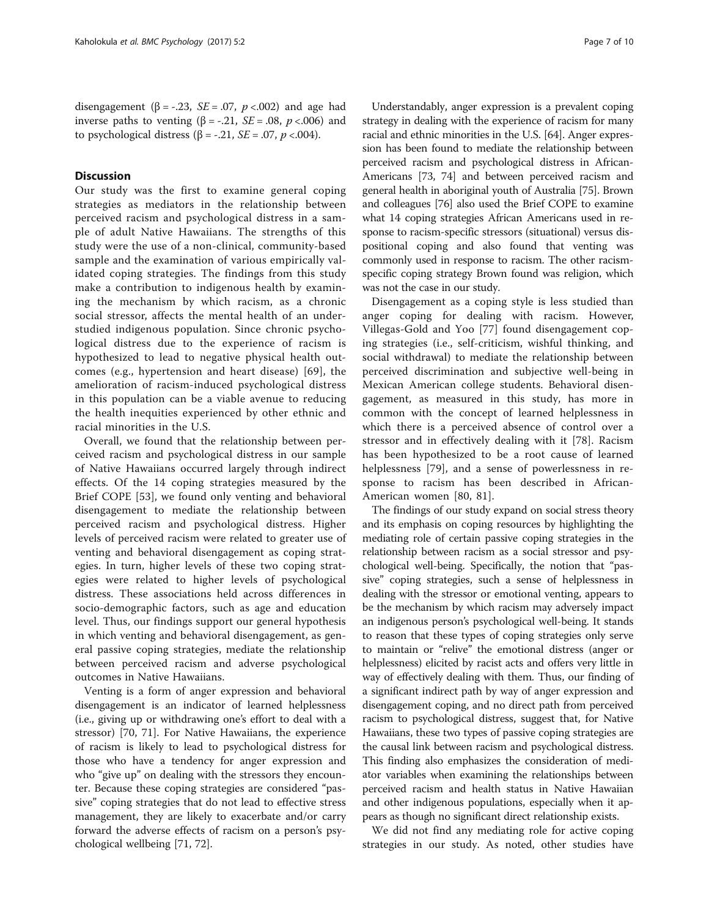disengagement ($\beta = -.23$, $SE = .07$, $p < .002$) and age had inverse paths to venting ($\beta = -.21$, $SE = .08$, $p < .006$) and to psychological distress ($\beta = -.21$, $SE = .07$, $p < .004$).

## Discussion

Our study was the first to examine general coping strategies as mediators in the relationship between perceived racism and psychological distress in a sample of adult Native Hawaiians. The strengths of this study were the use of a non-clinical, community-based sample and the examination of various empirically validated coping strategies. The findings from this study make a contribution to indigenous health by examining the mechanism by which racism, as a chronic social stressor, affects the mental health of an understudied indigenous population. Since chronic psychological distress due to the experience of racism is hypothesized to lead to negative physical health outcomes (e.g., hypertension and heart disease) [69], the amelioration of racism-induced psychological distress in this population can be a viable avenue to reducing the health inequities experienced by other ethnic and racial minorities in the U.S.

Overall, we found that the relationship between perceived racism and psychological distress in our sample of Native Hawaiians occurred largely through indirect effects. Of the 14 coping strategies measured by the Brief COPE [53], we found only venting and behavioral disengagement to mediate the relationship between perceived racism and psychological distress. Higher levels of perceived racism were related to greater use of venting and behavioral disengagement as coping strategies. In turn, higher levels of these two coping strategies were related to higher levels of psychological distress. These associations held across differences in socio-demographic factors, such as age and education level. Thus, our findings support our general hypothesis in which venting and behavioral disengagement, as general passive coping strategies, mediate the relationship between perceived racism and adverse psychological outcomes in Native Hawaiians.

Venting is a form of anger expression and behavioral disengagement is an indicator of learned helplessness (i.e., giving up or withdrawing one's effort to deal with a stressor) [70, 71]. For Native Hawaiians, the experience of racism is likely to lead to psychological distress for those who have a tendency for anger expression and who "give up" on dealing with the stressors they encounter. Because these coping strategies are considered "passive" coping strategies that do not lead to effective stress management, they are likely to exacerbate and/or carry forward the adverse effects of racism on a person's psychological wellbeing [71, 72].

Understandably, anger expression is a prevalent coping strategy in dealing with the experience of racism for many racial and ethnic minorities in the U.S. [64]. Anger expression has been found to mediate the relationship between perceived racism and psychological distress in African-Americans [73, 74] and between perceived racism and general health in aboriginal youth of Australia [75]. Brown and colleagues [76] also used the Brief COPE to examine what 14 coping strategies African Americans used in response to racism-specific stressors (situational) versus dispositional coping and also found that venting was commonly used in response to racism. The other racism-specific coping strategy Brown found was religion, which was not the case in our study.

Disengagement as a coping style is less studied than anger coping for dealing with racism. However, Villegas-Gold and Yoo [77] found disengagement coping strategies (i.e., self-criticism, wishful thinking, and social withdrawal) to mediate the relationship between perceived discrimination and subjective well-being in Mexican American college students. Behavioral disengagement, as measured in this study, has more in common with the concept of learned helplessness in which there is a perceived absence of control over a stressor and in effectively dealing with it [78]. Racism has been hypothesized to be a root cause of learned helplessness [79], and a sense of powerlessness in response to racism has been described in African-American women [80, 81].

The findings of our study expand on social stress theory and its emphasis on coping resources by highlighting the mediating role of certain passive coping strategies in the relationship between racism as a social stressor and psychological well-being. Specifically, the notion that "passive" coping strategies, such a sense of helplessness in dealing with the stressor or emotional venting, appears to be the mechanism by which racism may adversely impact an indigenous person's psychological well-being. It stands to reason that these types of coping strategies only serve to maintain or "relive" the emotional distress (anger or helplessness) elicited by racist acts and offers very little in way of effectively dealing with them. Thus, our finding of a significant indirect path by way of anger expression and disengagement coping, and no direct path from perceived racism to psychological distress, suggest that, for Native Hawaiians, these two types of passive coping strategies are the causal link between racism and psychological distress. This finding also emphasizes the consideration of mediator variables when examining the relationships between perceived racism and health status in Native Hawaiian and other indigenous populations, especially when it appears as though no significant direct relationship exists.

We did not find any mediating role for active coping strategies in our study. As noted, other studies have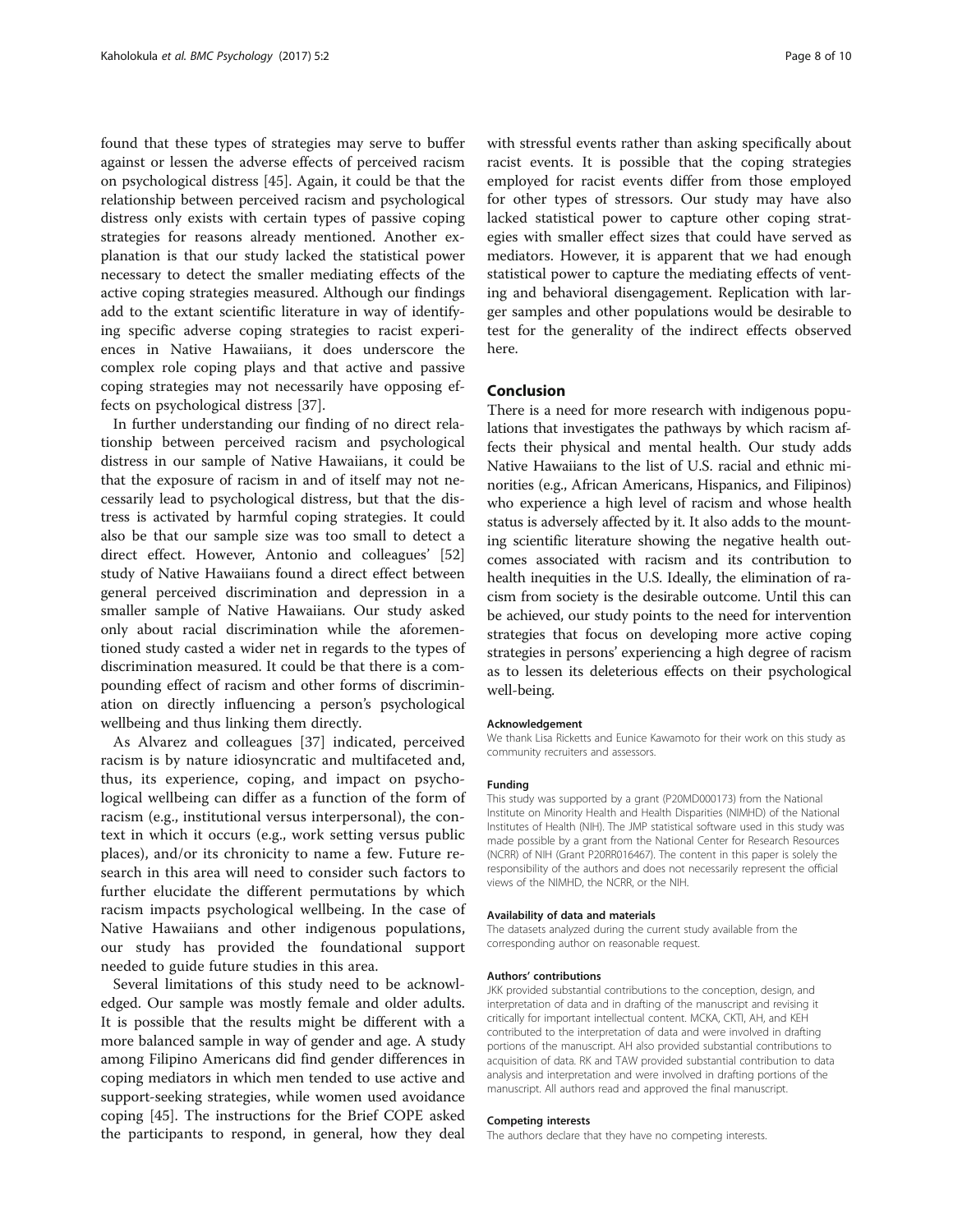found that these types of strategies may serve to buffer against or lessen the adverse effects of perceived racism on psychological distress [45]. Again, it could be that the relationship between perceived racism and psychological distress only exists with certain types of passive coping strategies for reasons already mentioned. Another explanation is that our study lacked the statistical power necessary to detect the smaller mediating effects of the active coping strategies measured. Although our findings add to the extant scientific literature in way of identifying specific adverse coping strategies to racist experiences in Native Hawaiians, it does underscore the complex role coping plays and that active and passive coping strategies may not necessarily have opposing effects on psychological distress [37].

In further understanding our finding of no direct relationship between perceived racism and psychological distress in our sample of Native Hawaiians, it could be that the exposure of racism in and of itself may not necessarily lead to psychological distress, but that the distress is activated by harmful coping strategies. It could also be that our sample size was too small to detect a direct effect. However, Antonio and colleagues' [52] study of Native Hawaiians found a direct effect between general perceived discrimination and depression in a smaller sample of Native Hawaiians. Our study asked only about racial discrimination while the aforementioned study casted a wider net in regards to the types of discrimination measured. It could be that there is a compounding effect of racism and other forms of discrimination on directly influencing a person's psychological wellbeing and thus linking them directly.

As Alvarez and colleagues [37] indicated, perceived racism is by nature idiosyncratic and multifaceted and, thus, its experience, coping, and impact on psychological wellbeing can differ as a function of the form of racism (e.g., institutional versus interpersonal), the context in which it occurs (e.g., work setting versus public places), and/or its chronicity to name a few. Future research in this area will need to consider such factors to further elucidate the different permutations by which racism impacts psychological wellbeing. In the case of Native Hawaiians and other indigenous populations, our study has provided the foundational support needed to guide future studies in this area.

Several limitations of this study need to be acknowledged. Our sample was mostly female and older adults. It is possible that the results might be different with a more balanced sample in way of gender and age. A study among Filipino Americans did find gender differences in coping mediators in which men tended to use active and support-seeking strategies, while women used avoidance coping [45]. The instructions for the Brief COPE asked the participants to respond, in general, how they deal with stressful events rather than asking specifically about racist events. It is possible that the coping strategies employed for racist events differ from those employed for other types of stressors. Our study may have also lacked statistical power to capture other coping strategies with smaller effect sizes that could have served as mediators. However, it is apparent that we had enough statistical power to capture the mediating effects of venting and behavioral disengagement. Replication with larger samples and other populations would be desirable to test for the generality of the indirect effects observed here.

## Conclusion

There is a need for more research with indigenous populations that investigates the pathways by which racism affects their physical and mental health. Our study adds Native Hawaiians to the list of U.S. racial and ethnic minorities (e.g., African Americans, Hispanics, and Filipinos) who experience a high level of racism and whose health status is adversely affected by it. It also adds to the mounting scientific literature showing the negative health outcomes associated with racism and its contribution to health inequities in the U.S. Ideally, the elimination of racism from society is the desirable outcome. Until this can be achieved, our study points to the need for intervention strategies that focus on developing more active coping strategies in persons' experiencing a high degree of racism as to lessen its deleterious effects on their psychological well-being.

#### Acknowledgement

We thank Lisa Ricketts and Eunice Kawamoto for their work on this study as community recruiters and assessors.

#### Funding

This study was supported by a grant (P20MD000173) from the National Institute on Minority Health and Health Disparities (NIMHD) of the National Institutes of Health (NIH). The JMP statistical software used in this study was made possible by a grant from the National Center for Research Resources (NCRR) of NIH (Grant P20RR016467). The content in this paper is solely the responsibility of the authors and does not necessarily represent the official views of the NIMHD, the NCRR, or the NIH.

#### Availability of data and materials

The datasets analyzed during the current study available from the corresponding author on reasonable request.

#### Authors' contributions

JKK provided substantial contributions to the conception, design, and interpretation of data and in drafting of the manuscript and revising it critically for important intellectual content. MCKA, CKTI, AH, and KEH contributed to the interpretation of data and were involved in drafting portions of the manuscript. AH also provided substantial contributions to acquisition of data. RK and TAW provided substantial contribution to data analysis and interpretation and were involved in drafting portions of the manuscript. All authors read and approved the final manuscript.

#### Competing interests

The authors declare that they have no competing interests.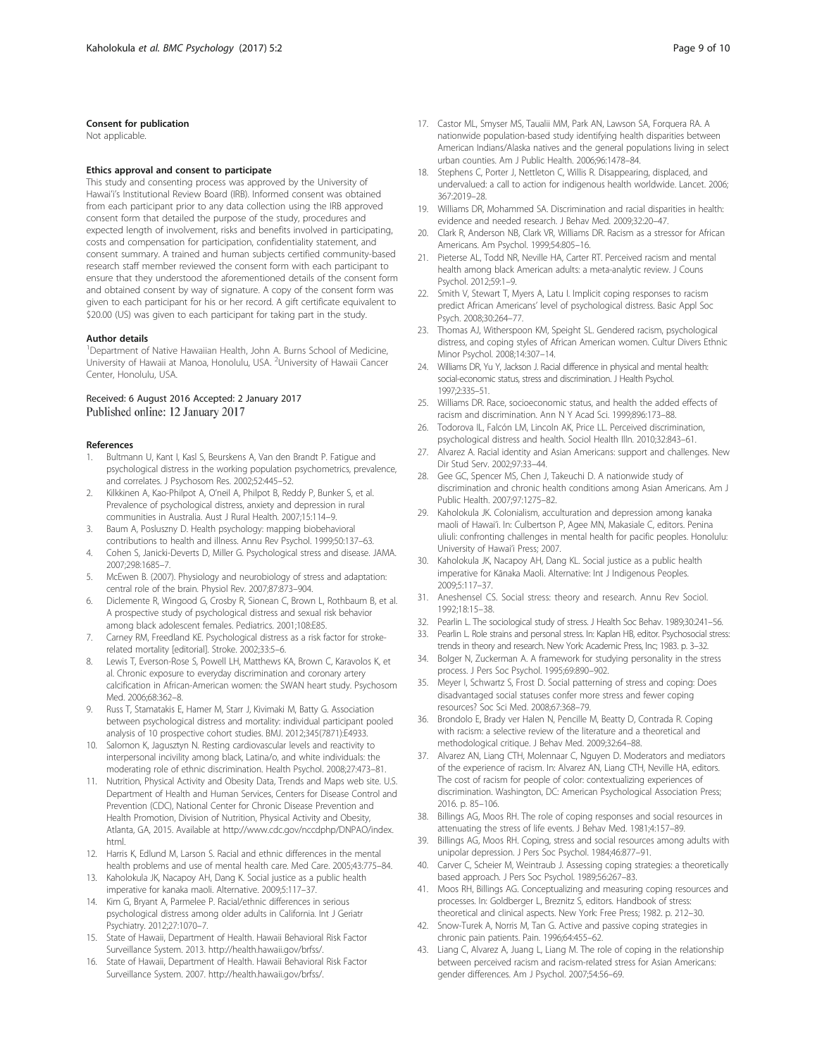### Consent for publication

Not applicable.

### Ethics approval and consent to participate

This study and consenting process was approved by the University of Hawai'i's Institutional Review Board (IRB). Informed consent was obtained from each participant prior to any data collection using the IRB approved consent form that detailed the purpose of the study, procedures and expected length of involvement, risks and benefits involved in participating, costs and compensation for participation, confidentiality statement, and consent summary. A trained and human subjects certified community-based research staff member reviewed the consent form with each participant to ensure that they understood the aforementioned details of the consent form and obtained consent by way of signature. A copy of the consent form was given to each participant for his or her record. A gift certificate equivalent to $20.00 (US) was given to each participant for taking part in the study.

### Author details

[1]Department of Native Hawaiian Health, John A. Burns School of Medicine, University of Hawaii at Manoa, Honolulu, USA. [2]University of Hawaii Cancer Center, Honolulu, USA.

Received: 6 August 2016 Accepted: 2 January 2017
Published online: 12 January 2017

### References

1. Bultmann U, Kant I, Kasl S, Beurskens A, Van den Brandt P. Fatigue and psychological distress in the working population psychometrics, prevalence, and correlates. J Psychosom Res. 2002;52:445–52.
2. Kilkkinen A, Kao-Philpot A, O'neil A, Philpot B, Reddy P, Bunker S, et al. Prevalence of psychological distress, anxiety and depression in rural communities in Australia. Aust J Rural Health. 2007;15:114–9.
3. Baum A, Posluszny D. Health psychology: mapping biobehavioral contributions to health and illness. Annu Rev Psychol. 1999;50:137–63.
4. Cohen S, Janicki-Deverts D, Miller G. Psychological stress and disease. JAMA. 2007;298:1685–7.
5. McEwen B. (2007). Physiology and neurobiology of stress and adaptation: central role of the brain. Physiol Rev. 2007;87:873–904.
6. Diclemente R, Wingood G, Crosby R, Sionean C, Brown L, Rothbaum B, et al. A prospective study of psychological distress and sexual risk behavior among black adolescent females. Pediatrics. 2001;108:E85.
7. Carney RM, Freedland KE. Psychological distress as a risk factor for stroke-related mortality [editorial]. Stroke. 2002;33:5–6.
8. Lewis T, Everson-Rose S, Powell LH, Matthews KA, Brown C, Karavolos K, et al. Chronic exposure to everyday discrimination and coronary artery calcification in African-American women: the SWAN heart study. Psychosom Med. 2006;68:362–8.
9. Russ T, Stamatakis E, Hamer M, Starr J, Kivimaki M, Batty G. Association between psychological distress and mortality: individual participant pooled analysis of 10 prospective cohort studies. BMJ. 2012;345(7871):E4933.
10. Salomon K, Jagusztyn N. Resting cardiovascular levels and reactivity to interpersonal incivility among black, Latina/o, and white individuals: the moderating role of ethnic discrimination. Health Psychol. 2008;27:473–81.
11. Nutrition, Physical Activity and Obesity Data, Trends and Maps web site. U.S. Department of Health and Human Services, Centers for Disease Control and Prevention (CDC), National Center for Chronic Disease Prevention and Health Promotion, Division of Nutrition, Physical Activity and Obesity, Atlanta, GA, 2015. Available at http://www.cdc.gov/nccdphp/DNPAO/index.html.
12. Harris K, Edlund M, Larson S. Racial and ethnic differences in the mental health problems and use of mental health care. Med Care. 2005;43:775–84.
13. Kaholokula JK, Nacapoy AH, Dang K. Social justice as a public health imperative for kanaka maoli. Alternative. 2009;5:117–37.
14. Kim G, Bryant A, Parmelee P. Racial/ethnic differences in serious psychological distress among older adults in California. Int J Geriatr Psychiatry. 2012;27:1070–7.
15. State of Hawaii, Department of Health. Hawaii Behavioral Risk Factor Surveillance System. 2013. http://health.hawaii.gov/brfss/.
16. State of Hawaii, Department of Health. Hawaii Behavioral Risk Factor Surveillance System. 2007. http://health.hawaii.gov/brfss/.
17. Castor ML, Smyser MS, Taualii MM, Park AN, Lawson SA, Forquera RA. A nationwide population-based study identifying health disparities between American Indians/Alaska natives and the general populations living in select urban counties. Am J Public Health. 2006;96:1478–84.
18. Stephens C, Porter J, Nettleton C, Willis R. Disappearing, displaced, and undervalued: a call to action for indigenous health worldwide. Lancet. 2006; 367:2019–28.
19. Williams DR, Mohammed SA. Discrimination and racial disparities in health: evidence and needed research. J Behav Med. 2009;32:20–47.
20. Clark R, Anderson NB, Clark VR, Williams DR. Racism as a stressor for African Americans. Am Psychol. 1999;54:805–16.
21. Pieterse AL, Todd NR, Neville HA, Carter RT. Perceived racism and mental health among black American adults: a meta-analytic review. J Couns Psychol. 2012;59:1–9.
22. Smith V, Stewart T, Myers A, Latu I. Implicit coping responses to racism predict African Americans' level of psychological distress. Basic Appl Soc Psych. 2008;30:264–77.
23. Thomas AJ, Witherspoon KM, Speight SL. Gendered racism, psychological distress, and coping styles of African American women. Cultur Divers Ethnic Minor Psychol. 2008;14:307–14.
24. Williams DR, Yu Y, Jackson J. Racial difference in physical and mental health: social-economic status, stress and discrimination. J Health Psychol. 1997;2:335–51.
25. Williams DR. Race, socioeconomic status, and health the added effects of racism and discrimination. Ann N Y Acad Sci. 1999;896:173–88.
26. Todorova IL, Falcón LM, Lincoln AK, Price LL. Perceived discrimination, psychological distress and health. Sociol Health Illn. 2010;32:843–61.
27. Alvarez A. Racial identity and Asian Americans: support and challenges. New Dir Stud Serv. 2002;97:33–44.
28. Gee GC, Spencer MS, Chen J, Takeuchi D. A nationwide study of discrimination and chronic health conditions among Asian Americans. Am J Public Health. 2007;97:1275–82.
29. Kaholokula JK. Colonialism, acculturation and depression among kanaka maoli of Hawai'i. In: Culbertson P, Agee MN, Makasiale C, editors. Penina uliuli: confronting challenges in mental health for pacific peoples. Honolulu: University of Hawai'i Press; 2007.
30. Kaholokula JK, Nacapoy AH, Dang KL. Social justice as a public health imperative for Kānaka Maoli. Alternative: Int J Indigenous Peoples. 2009;5:117–37.
31. Aneshensel CS. Social stress: theory and research. Annu Rev Sociol. 1992;18:15–38.
32. Pearlin L. The sociological study of stress. J Health Soc Behav. 1989;30:241–56.
33. Pearlin L. Role strains and personal stress. In: Kaplan HB, editor. Psychosocial stress: trends in theory and research. New York: Academic Press, Inc; 1983. p. 3–32.
34. Bolger N, Zuckerman A. A framework for studying personality in the stress process. J Pers Soc Psychol. 1995;69:890–902.
35. Meyer I, Schwartz S, Frost D. Social patterning of stress and coping: Does disadvantaged social statuses confer more stress and fewer coping resources? Soc Sci Med. 2008;67:368–79.
36. Brondolo E, Brady ver Halen N, Pencille M, Beatty D, Contrada R. Coping with racism: a selective review of the literature and a theoretical and methodological critique. J Behav Med. 2009;32:64–88.
37. Alvarez AN, Liang CTH, Molennaar C, Nguyen D. Moderators and mediators of the experience of racism. In: Alvarez AN, Liang CTH, Neville HA, editors. The cost of racism for people of color: contextualizing experiences of discrimination. Washington, DC: American Psychological Association Press; 2016. p. 85–106.
38. Billings AG, Moos RH. The role of coping responses and social resources in attenuating the stress of life events. J Behav Med. 1981;4:157–89.
39. Billings AG, Moos RH. Coping, stress and social resources among adults with unipolar depression. J Pers Soc Psychol. 1984;46:877–91.
40. Carver C, Scheier M, Weintraub J. Assessing coping strategies: a theoretically based approach. J Pers Soc Psychol. 1989;56:267–83.
41. Moos RH, Billings AG. Conceptualizing and measuring coping resources and processes. In: Goldberger L, Breznitz S, editors. Handbook of stress: theoretical and clinical aspects. New York: Free Press; 1982. p. 212–30.
42. Snow-Turek A, Norris M, Tan G. Active and passive coping strategies in chronic pain patients. Pain. 1996;64:455–62.
43. Liang C, Alvarez A, Juang L, Liang M. The role of coping in the relationship between perceived racism and racism-related stress for Asian Americans: gender differences. Am J Psychol. 2007;54:56–69.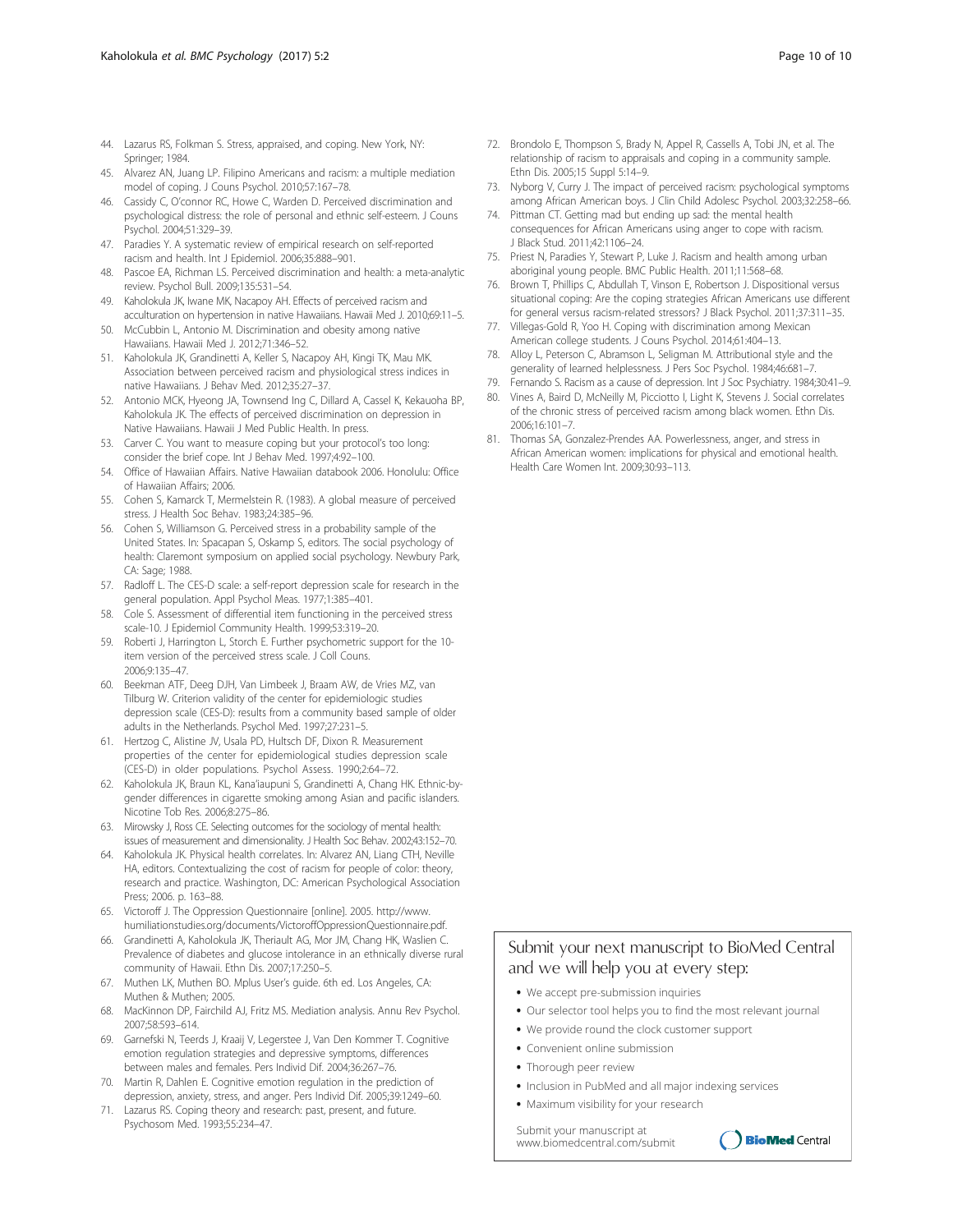44. Lazarus RS, Folkman S. Stress, appraised, and coping. New York, NY: Springer; 1984.
45. Alvarez AN, Juang LP. Filipino Americans and racism: a multiple mediation model of coping. J Couns Psychol. 2010;57:167–78.
46. Cassidy C, O'connor RC, Howe C, Warden D. Perceived discrimination and psychological distress: the role of personal and ethnic self-esteem. J Couns Psychol. 2004;51:329–39.
47. Paradies Y. A systematic review of empirical research on self-reported racism and health. Int J Epidemiol. 2006;35:888–901.
48. Pascoe EA, Richman LS. Perceived discrimination and health: a meta-analytic review. Psychol Bull. 2009;135:531–54.
49. Kaholokula JK, Iwane MK, Nacapoy AH. Effects of perceived racism and acculturation on hypertension in native Hawaiians. Hawaii Med J. 2010;69:11–5.
50. McCubbin L, Antonio M. Discrimination and obesity among native Hawaiians. Hawaii Med J. 2012;71:346–52.
51. Kaholokula JK, Grandinetti A, Keller S, Nacapoy AH, Kingi TK, Mau MK. Association between perceived racism and physiological stress indices in native Hawaiians. J Behav Med. 2012;35:27–37.
52. Antonio MCK, Hyeong JA, Townsend Ing C, Dillard A, Cassel K, Kekauoha BP, Kaholokula JK. The effects of perceived discrimination on depression in Native Hawaiians. Hawaii J Med Public Health. In press.
53. Carver C. You want to measure coping but your protocol's too long: consider the brief cope. Int J Behav Med. 1997;4:92–100.
54. Office of Hawaiian Affairs. Native Hawaiian databook 2006. Honolulu: Office of Hawaiian Affairs; 2006.
55. Cohen S, Kamarck T, Mermelstein R. (1983). A global measure of perceived stress. J Health Soc Behav. 1983;24:385–96.
56. Cohen S, Williamson G. Perceived stress in a probability sample of the United States. In: Spacapan S, Oskamp S, editors. The social psychology of health: Claremont symposium on applied social psychology. Newbury Park, CA: Sage; 1988.
57. Radloff L. The CES-D scale: a self-report depression scale for research in the general population. Appl Psychol Meas. 1977;1:385–401.
58. Cole S. Assessment of differential item functioning in the perceived stress scale-10. J Epidemiol Community Health. 1999;53:319–20.
59. Roberti J, Harrington L, Storch E. Further psychometric support for the 10-item version of the perceived stress scale. J Coll Couns. 2006;9:135–47.
60. Beekman ATF, Deeg DJH, Van Limbeek J, Braam AW, de Vries MZ, van Tilburg W. Criterion validity of the center for epidemiologic studies depression scale (CES-D): results from a community based sample of older adults in the Netherlands. Psychol Med. 1997;27:231–5.
61. Hertzog C, Alistine JV, Usala PD, Hultsch DF, Dixon R. Measurement properties of the center for epidemiological studies depression scale (CES-D) in older populations. Psychol Assess. 1990;2:64–72.
62. Kaholokula JK, Braun KL, Kana'iaupuni S, Grandinetti A, Chang HK. Ethnic-by-gender differences in cigarette smoking among Asian and pacific islanders. Nicotine Tob Res. 2006;8:275–86.
63. Mirowsky J, Ross CE. Selecting outcomes for the sociology of mental health: issues of measurement and dimensionality. J Health Soc Behav. 2002;43:152–70.
64. Kaholokula JK. Physical health correlates. In: Alvarez AN, Liang CTH, Neville HA, editors. Contextualizing the cost of racism for people of color: theory, research and practice. Washington, DC: American Psychological Association Press; 2006. p. 163–88.
65. Victoroff J. The Oppression Questionnaire [online]. 2005. http://www.humiliationstudies.org/documents/VictoroffOppressionQuestionnaire.pdf.
66. Grandinetti A, Kaholokula JK, Theriault AG, Mor JM, Chang HK, Waslien C. Prevalence of diabetes and glucose intolerance in an ethnically diverse rural community of Hawaii. Ethn Dis. 2007;17:250–5.
67. Muthen LK, Muthen BO. Mplus User's guide. 6th ed. Los Angeles, CA: Muthen & Muthen; 2005.
68. MacKinnon DP, Fairchild AJ, Fritz MS. Mediation analysis. Annu Rev Psychol. 2007;58:593–614.
69. Garnefski N, Teerds J, Kraaij V, Legerstee J, Van Den Kommer T. Cognitive emotion regulation strategies and depressive symptoms, differences between males and females. Pers Individ Dif. 2004;36:267–76.
70. Martin R, Dahlen E. Cognitive emotion regulation in the prediction of depression, anxiety, stress, and anger. Pers Individ Dif. 2005;39:1249–60.
71. Lazarus RS. Coping theory and research: past, present, and future. Psychosom Med. 1993;55:234–47.
72. Brondolo E, Thompson S, Brady N, Appel R, Cassells A, Tobi JN, et al. The relationship of racism to appraisals and coping in a community sample. Ethn Dis. 2005;15 Suppl 5:14–9.
73. Nyborg V, Curry J. The impact of perceived racism: psychological symptoms among African American boys. J Clin Child Adolesc Psychol. 2003;32:258–66.
74. Pittman CT. Getting mad but ending up sad: the mental health consequences for African Americans using anger to cope with racism. J Black Stud. 2011;42:1106–24.
75. Priest N, Paradies Y, Stewart P, Luke J. Racism and health among urban aboriginal young people. BMC Public Health. 2011;11:568–68.
76. Brown T, Phillips C, Abdullah T, Vinson E, Robertson J. Dispositional versus situational coping: Are the coping strategies African Americans use different for general versus racism-related stressors? J Black Psychol. 2011;37:311–35.
77. Villegas-Gold R, Yoo H. Coping with discrimination among Mexican American college students. J Couns Psychol. 2014;61:404–13.
78. Alloy L, Peterson C, Abramson L, Seligman M. Attributional style and the generality of learned helplessness. J Pers Soc Psychol. 1984;46:681–7.
79. Fernando S. Racism as a cause of depression. Int J Soc Psychiatry. 1984;30:41–9.
80. Vines A, Baird D, McNeilly M, Picciotto I, Light K, Stevens J. Social correlates of the chronic stress of perceived racism among black women. Ethn Dis. 2006;16:101–7.
81. Thomas SA, Gonzalez-Prendes AA. Powerlessness, anger, and stress in African American women: implications for physical and emotional health. Health Care Women Int. 2009;30:93–113.

Submit your next manuscript to BioMed Central and we will help you at every step:

- We accept pre-submission inquiries
- Our selector tool helps you to find the most relevant journal
- We provide round the clock customer support
- Convenient online submission
- Thorough peer review
- Inclusion in PubMed and all major indexing services
- Maximum visibility for your research

Submit your manuscript at www.biomedcentral.com/submit

BioMed Central